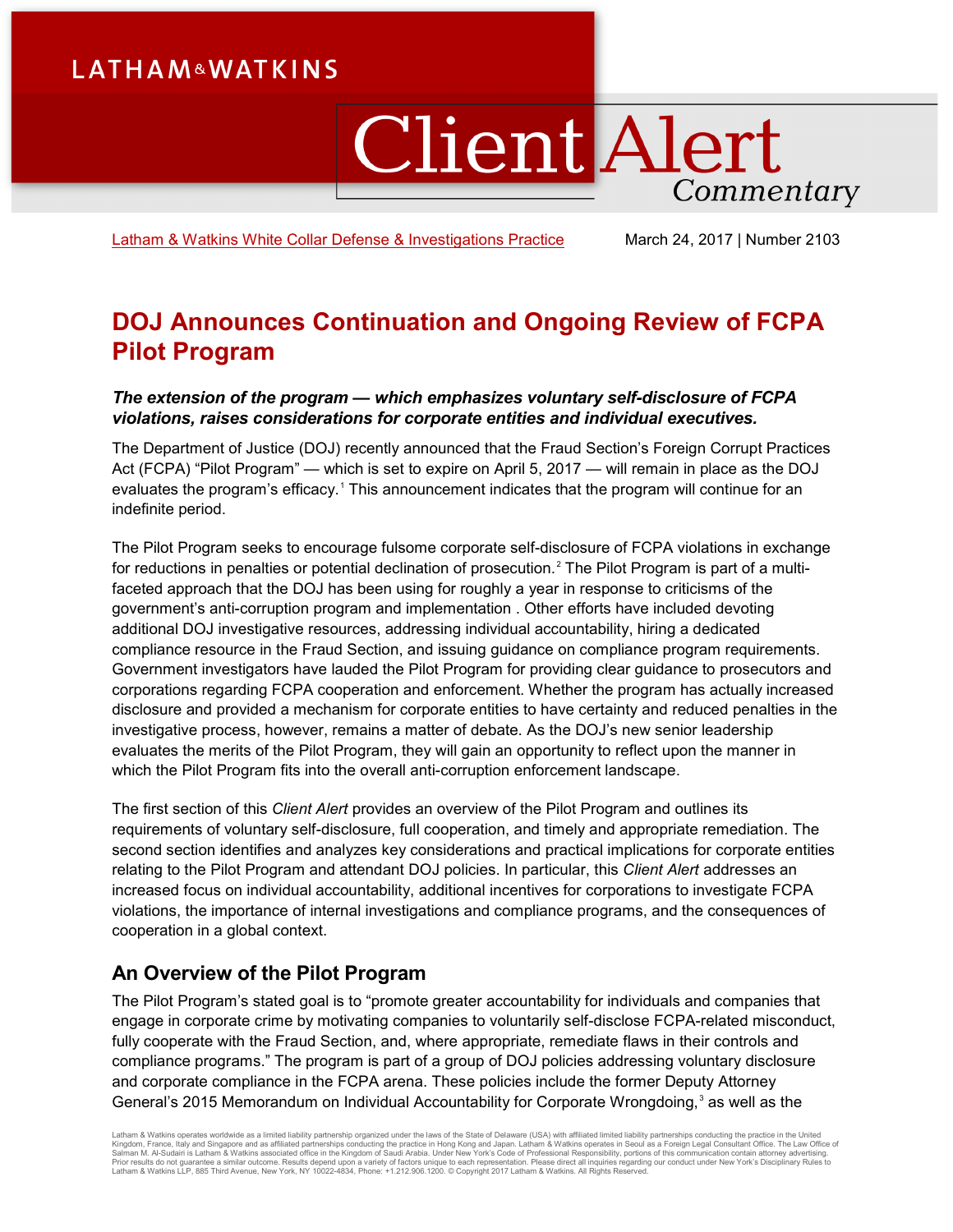LATHAM&WATKINS

# Client Alert Commentary

Latham & Watkins White Collar Defense & Investigations Practice

March 24, 2017 | Number 2103

# DOJ Announces Continuation and Ongoing Review of FCPA Pilot Program

***The extension of the program — which emphasizes voluntary self-disclosure of FCPA violations, raises considerations for corporate entities and individual executives.***

The Department of Justice (DOJ) recently announced that the Fraud Section's Foreign Corrupt Practices Act (FCPA) "Pilot Program" — which is set to expire on April 5, 2017 — will remain in place as the DOJ evaluates the program's efficacy.[1] This announcement indicates that the program will continue for an indefinite period.

The Pilot Program seeks to encourage fulsome corporate self-disclosure of FCPA violations in exchange for reductions in penalties or potential declination of prosecution.[2] The Pilot Program is part of a multi-faceted approach that the DOJ has been using for roughly a year in response to criticisms of the government's anti-corruption program and implementation . Other efforts have included devoting additional DOJ investigative resources, addressing individual accountability, hiring a dedicated compliance resource in the Fraud Section, and issuing guidance on compliance program requirements. Government investigators have lauded the Pilot Program for providing clear guidance to prosecutors and corporations regarding FCPA cooperation and enforcement. Whether the program has actually increased disclosure and provided a mechanism for corporate entities to have certainty and reduced penalties in the investigative process, however, remains a matter of debate. As the DOJ's new senior leadership evaluates the merits of the Pilot Program, they will gain an opportunity to reflect upon the manner in which the Pilot Program fits into the overall anti-corruption enforcement landscape.

The first section of this *Client Alert* provides an overview of the Pilot Program and outlines its requirements of voluntary self-disclosure, full cooperation, and timely and appropriate remediation. The second section identifies and analyzes key considerations and practical implications for corporate entities relating to the Pilot Program and attendant DOJ policies. In particular, this *Client Alert* addresses an increased focus on individual accountability, additional incentives for corporations to investigate FCPA violations, the importance of internal investigations and compliance programs, and the consequences of cooperation in a global context.

## An Overview of the Pilot Program

The Pilot Program's stated goal is to "promote greater accountability for individuals and companies that engage in corporate crime by motivating companies to voluntarily self-disclose FCPA-related misconduct, fully cooperate with the Fraud Section, and, where appropriate, remediate flaws in their controls and compliance programs." The program is part of a group of DOJ policies addressing voluntary disclosure and corporate compliance in the FCPA arena. These policies include the former Deputy Attorney General's 2015 Memorandum on Individual Accountability for Corporate Wrongdoing,[3] as well as the

Latham & Watkins operates worldwide as a limited liability partnership organized under the laws of the State of Delaware (USA) with affiliated limited liability partnerships conducting the practice in the United Kingdom, France, Italy and Singapore and as affiliated partnerships conducting the practice in Hong Kong and Japan. Latham & Watkins operates in Seoul as a Foreign Legal Consultant Office. The Law Office of Salman M. Al-Sudairi is Latham & Watkins associated office in the Kingdom of Saudi Arabia. Under New York's Code of Professional Responsibility, portions of this communication contain attorney advertising. Prior results do not guarantee a similar outcome. Results depend upon a variety of factors unique to each representation. Please direct all inquiries regarding our conduct under New York's Disciplinary Rules to Latham & Watkins LLP, 885 Third Avenue, New York, NY 10022-4834, Phone: +1.212.906.1200. © Copyright 2017 Latham & Watkins. All Rights Reserved.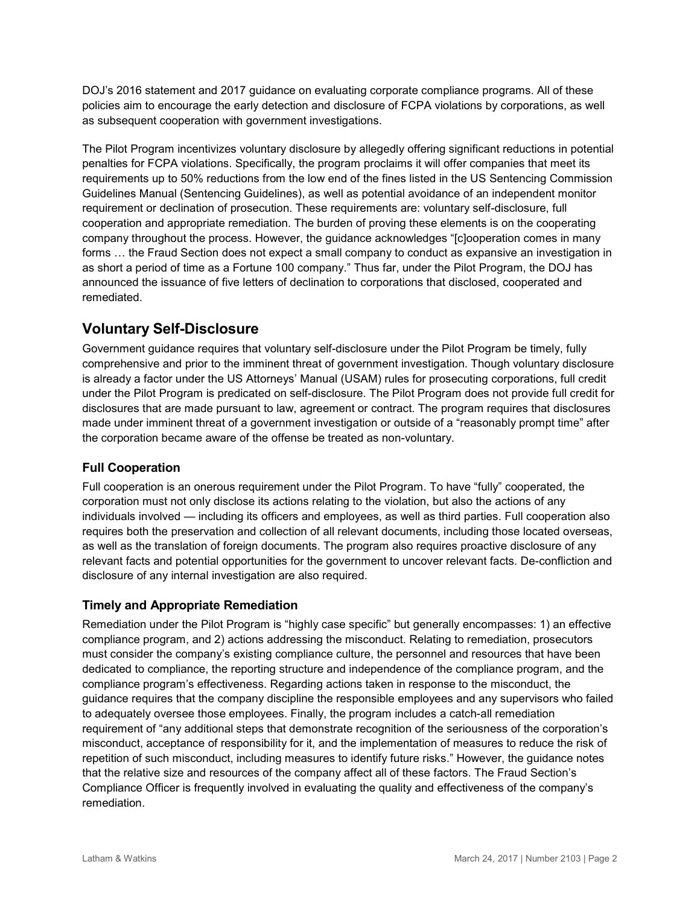DOJ's 2016 statement and 2017 guidance on evaluating corporate compliance programs. All of these policies aim to encourage the early detection and disclosure of FCPA violations by corporations, as well as subsequent cooperation with government investigations.

The Pilot Program incentivizes voluntary disclosure by allegedly offering significant reductions in potential penalties for FCPA violations. Specifically, the program proclaims it will offer companies that meet its requirements up to 50% reductions from the low end of the fines listed in the US Sentencing Commission Guidelines Manual (Sentencing Guidelines), as well as potential avoidance of an independent monitor requirement or declination of prosecution. These requirements are: voluntary self-disclosure, full cooperation and appropriate remediation. The burden of proving these elements is on the cooperating company throughout the process. However, the guidance acknowledges "[c]ooperation comes in many forms … the Fraud Section does not expect a small company to conduct as expansive an investigation in as short a period of time as a Fortune 100 company." Thus far, under the Pilot Program, the DOJ has announced the issuance of five letters of declination to corporations that disclosed, cooperated and remediated.

## Voluntary Self-Disclosure

Government guidance requires that voluntary self-disclosure under the Pilot Program be timely, fully comprehensive and prior to the imminent threat of government investigation. Though voluntary disclosure is already a factor under the US Attorneys' Manual (USAM) rules for prosecuting corporations, full credit under the Pilot Program is predicated on self-disclosure. The Pilot Program does not provide full credit for disclosures that are made pursuant to law, agreement or contract. The program requires that disclosures made under imminent threat of a government investigation or outside of a "reasonably prompt time" after the corporation became aware of the offense be treated as non-voluntary.

### Full Cooperation

Full cooperation is an onerous requirement under the Pilot Program. To have "fully" cooperated, the corporation must not only disclose its actions relating to the violation, but also the actions of any individuals involved — including its officers and employees, as well as third parties. Full cooperation also requires both the preservation and collection of all relevant documents, including those located overseas, as well as the translation of foreign documents. The program also requires proactive disclosure of any relevant facts and potential opportunities for the government to uncover relevant facts. De-confliction and disclosure of any internal investigation are also required.

### Timely and Appropriate Remediation

Remediation under the Pilot Program is "highly case specific" but generally encompasses: 1) an effective compliance program, and 2) actions addressing the misconduct. Relating to remediation, prosecutors must consider the company's existing compliance culture, the personnel and resources that have been dedicated to compliance, the reporting structure and independence of the compliance program, and the compliance program's effectiveness. Regarding actions taken in response to the misconduct, the guidance requires that the company discipline the responsible employees and any supervisors who failed to adequately oversee those employees. Finally, the program includes a catch-all remediation requirement of "any additional steps that demonstrate recognition of the seriousness of the corporation's misconduct, acceptance of responsibility for it, and the implementation of measures to reduce the risk of repetition of such misconduct, including measures to identify future risks." However, the guidance notes that the relative size and resources of the company affect all of these factors. The Fraud Section's Compliance Officer is frequently involved in evaluating the quality and effectiveness of the company's remediation.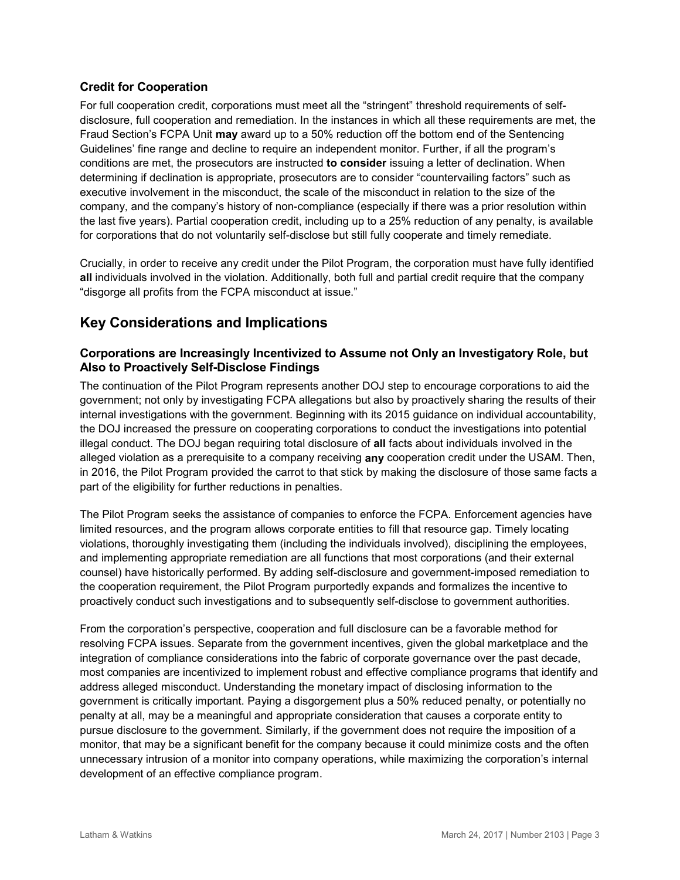### Credit for Cooperation

For full cooperation credit, corporations must meet all the "stringent" threshold requirements of self-disclosure, full cooperation and remediation. In the instances in which all these requirements are met, the Fraud Section's FCPA Unit **may** award up to a 50% reduction off the bottom end of the Sentencing Guidelines' fine range and decline to require an independent monitor. Further, if all the program's conditions are met, the prosecutors are instructed **to consider** issuing a letter of declination. When determining if declination is appropriate, prosecutors are to consider "countervailing factors" such as executive involvement in the misconduct, the scale of the misconduct in relation to the size of the company, and the company's history of non-compliance (especially if there was a prior resolution within the last five years). Partial cooperation credit, including up to a 25% reduction of any penalty, is available for corporations that do not voluntarily self-disclose but still fully cooperate and timely remediate.

Crucially, in order to receive any credit under the Pilot Program, the corporation must have fully identified **all** individuals involved in the violation. Additionally, both full and partial credit require that the company "disgorge all profits from the FCPA misconduct at issue."

## Key Considerations and Implications

### Corporations are Increasingly Incentivized to Assume not Only an Investigatory Role, but Also to Proactively Self-Disclose Findings

The continuation of the Pilot Program represents another DOJ step to encourage corporations to aid the government; not only by investigating FCPA allegations but also by proactively sharing the results of their internal investigations with the government. Beginning with its 2015 guidance on individual accountability, the DOJ increased the pressure on cooperating corporations to conduct the investigations into potential illegal conduct. The DOJ began requiring total disclosure of **all** facts about individuals involved in the alleged violation as a prerequisite to a company receiving **any** cooperation credit under the USAM. Then, in 2016, the Pilot Program provided the carrot to that stick by making the disclosure of those same facts a part of the eligibility for further reductions in penalties.

The Pilot Program seeks the assistance of companies to enforce the FCPA. Enforcement agencies have limited resources, and the program allows corporate entities to fill that resource gap. Timely locating violations, thoroughly investigating them (including the individuals involved), disciplining the employees, and implementing appropriate remediation are all functions that most corporations (and their external counsel) have historically performed. By adding self-disclosure and government-imposed remediation to the cooperation requirement, the Pilot Program purportedly expands and formalizes the incentive to proactively conduct such investigations and to subsequently self-disclose to government authorities.

From the corporation's perspective, cooperation and full disclosure can be a favorable method for resolving FCPA issues. Separate from the government incentives, given the global marketplace and the integration of compliance considerations into the fabric of corporate governance over the past decade, most companies are incentivized to implement robust and effective compliance programs that identify and address alleged misconduct. Understanding the monetary impact of disclosing information to the government is critically important. Paying a disgorgement plus a 50% reduced penalty, or potentially no penalty at all, may be a meaningful and appropriate consideration that causes a corporate entity to pursue disclosure to the government. Similarly, if the government does not require the imposition of a monitor, that may be a significant benefit for the company because it could minimize costs and the often unnecessary intrusion of a monitor into company operations, while maximizing the corporation's internal development of an effective compliance program.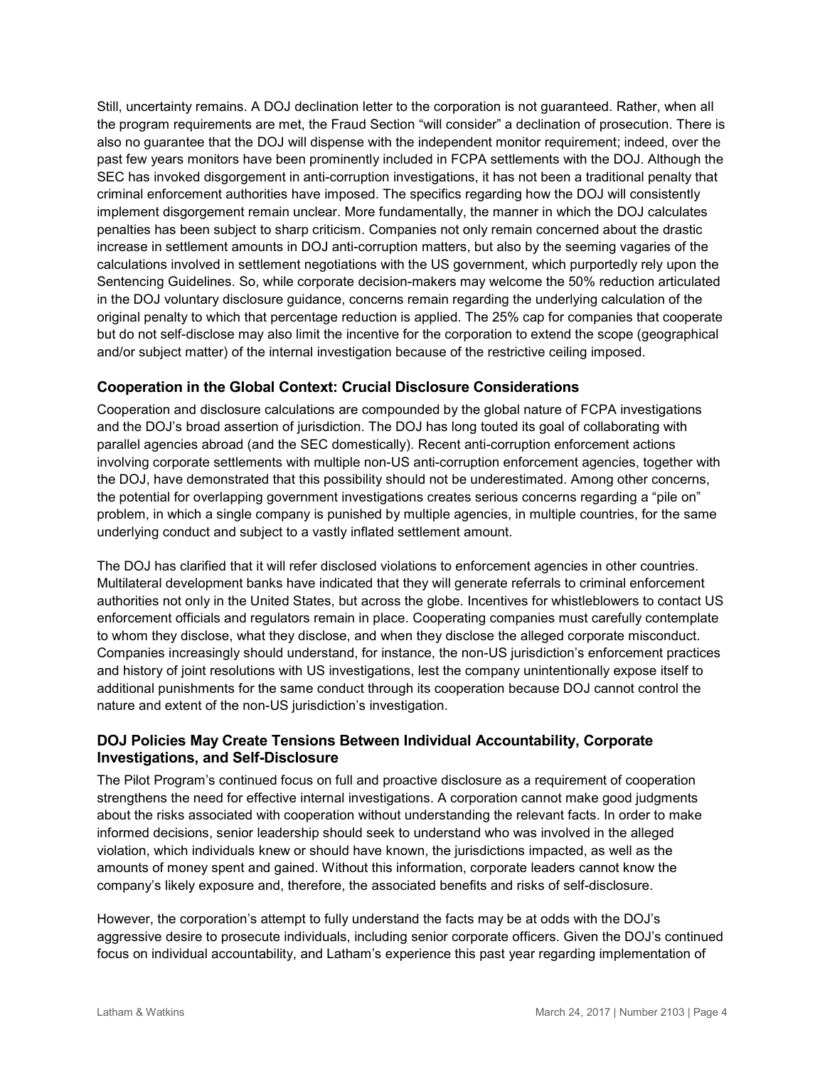Still, uncertainty remains. A DOJ declination letter to the corporation is not guaranteed. Rather, when all the program requirements are met, the Fraud Section "will consider" a declination of prosecution. There is also no guarantee that the DOJ will dispense with the independent monitor requirement; indeed, over the past few years monitors have been prominently included in FCPA settlements with the DOJ. Although the SEC has invoked disgorgement in anti-corruption investigations, it has not been a traditional penalty that criminal enforcement authorities have imposed. The specifics regarding how the DOJ will consistently implement disgorgement remain unclear. More fundamentally, the manner in which the DOJ calculates penalties has been subject to sharp criticism. Companies not only remain concerned about the drastic increase in settlement amounts in DOJ anti-corruption matters, but also by the seeming vagaries of the calculations involved in settlement negotiations with the US government, which purportedly rely upon the Sentencing Guidelines. So, while corporate decision-makers may welcome the 50% reduction articulated in the DOJ voluntary disclosure guidance, concerns remain regarding the underlying calculation of the original penalty to which that percentage reduction is applied. The 25% cap for companies that cooperate but do not self-disclose may also limit the incentive for the corporation to extend the scope (geographical and/or subject matter) of the internal investigation because of the restrictive ceiling imposed.

### Cooperation in the Global Context: Crucial Disclosure Considerations

Cooperation and disclosure calculations are compounded by the global nature of FCPA investigations and the DOJ's broad assertion of jurisdiction. The DOJ has long touted its goal of collaborating with parallel agencies abroad (and the SEC domestically). Recent anti-corruption enforcement actions involving corporate settlements with multiple non-US anti-corruption enforcement agencies, together with the DOJ, have demonstrated that this possibility should not be underestimated. Among other concerns, the potential for overlapping government investigations creates serious concerns regarding a "pile on" problem, in which a single company is punished by multiple agencies, in multiple countries, for the same underlying conduct and subject to a vastly inflated settlement amount.

The DOJ has clarified that it will refer disclosed violations to enforcement agencies in other countries. Multilateral development banks have indicated that they will generate referrals to criminal enforcement authorities not only in the United States, but across the globe. Incentives for whistleblowers to contact US enforcement officials and regulators remain in place. Cooperating companies must carefully contemplate to whom they disclose, what they disclose, and when they disclose the alleged corporate misconduct. Companies increasingly should understand, for instance, the non-US jurisdiction's enforcement practices and history of joint resolutions with US investigations, lest the company unintentionally expose itself to additional punishments for the same conduct through its cooperation because DOJ cannot control the nature and extent of the non-US jurisdiction's investigation.

### DOJ Policies May Create Tensions Between Individual Accountability, Corporate Investigations, and Self-Disclosure

The Pilot Program's continued focus on full and proactive disclosure as a requirement of cooperation strengthens the need for effective internal investigations. A corporation cannot make good judgments about the risks associated with cooperation without understanding the relevant facts. In order to make informed decisions, senior leadership should seek to understand who was involved in the alleged violation, which individuals knew or should have known, the jurisdictions impacted, as well as the amounts of money spent and gained. Without this information, corporate leaders cannot know the company's likely exposure and, therefore, the associated benefits and risks of self-disclosure.

However, the corporation's attempt to fully understand the facts may be at odds with the DOJ's aggressive desire to prosecute individuals, including senior corporate officers. Given the DOJ's continued focus on individual accountability, and Latham's experience this past year regarding implementation of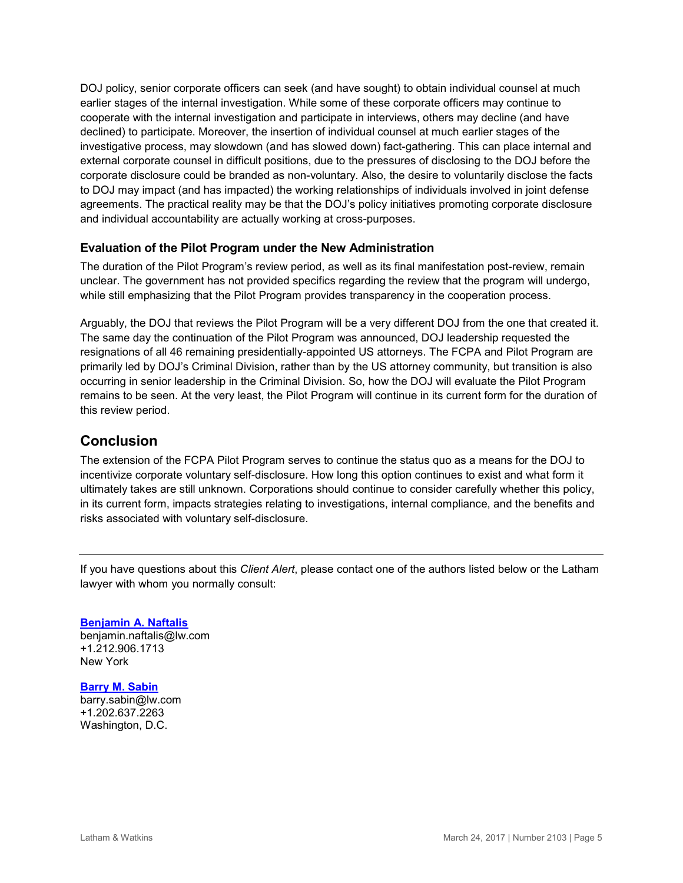DOJ policy, senior corporate officers can seek (and have sought) to obtain individual counsel at much earlier stages of the internal investigation. While some of these corporate officers may continue to cooperate with the internal investigation and participate in interviews, others may decline (and have declined) to participate. Moreover, the insertion of individual counsel at much earlier stages of the investigative process, may slowdown (and has slowed down) fact-gathering. This can place internal and external corporate counsel in difficult positions, due to the pressures of disclosing to the DOJ before the corporate disclosure could be branded as non-voluntary. Also, the desire to voluntarily disclose the facts to DOJ may impact (and has impacted) the working relationships of individuals involved in joint defense agreements. The practical reality may be that the DOJ's policy initiatives promoting corporate disclosure and individual accountability are actually working at cross-purposes.

### Evaluation of the Pilot Program under the New Administration

The duration of the Pilot Program's review period, as well as its final manifestation post-review, remain unclear. The government has not provided specifics regarding the review that the program will undergo, while still emphasizing that the Pilot Program provides transparency in the cooperation process.

Arguably, the DOJ that reviews the Pilot Program will be a very different DOJ from the one that created it. The same day the continuation of the Pilot Program was announced, DOJ leadership requested the resignations of all 46 remaining presidentially-appointed US attorneys. The FCPA and Pilot Program are primarily led by DOJ's Criminal Division, rather than by the US attorney community, but transition is also occurring in senior leadership in the Criminal Division. So, how the DOJ will evaluate the Pilot Program remains to be seen. At the very least, the Pilot Program will continue in its current form for the duration of this review period.

## Conclusion

The extension of the FCPA Pilot Program serves to continue the status quo as a means for the DOJ to incentivize corporate voluntary self-disclosure. How long this option continues to exist and what form it ultimately takes are still unknown. Corporations should continue to consider carefully whether this policy, in its current form, impacts strategies relating to investigations, internal compliance, and the benefits and risks associated with voluntary self-disclosure.

---

If you have questions about this *Client Alert*, please contact one of the authors listed below or the Latham lawyer with whom you normally consult:

**Benjamin A. Naftalis**
benjamin.naftalis@lw.com
+1.212.906.1713
New York

**Barry M. Sabin**
barry.sabin@lw.com
+1.202.637.2263
Washington, D.C.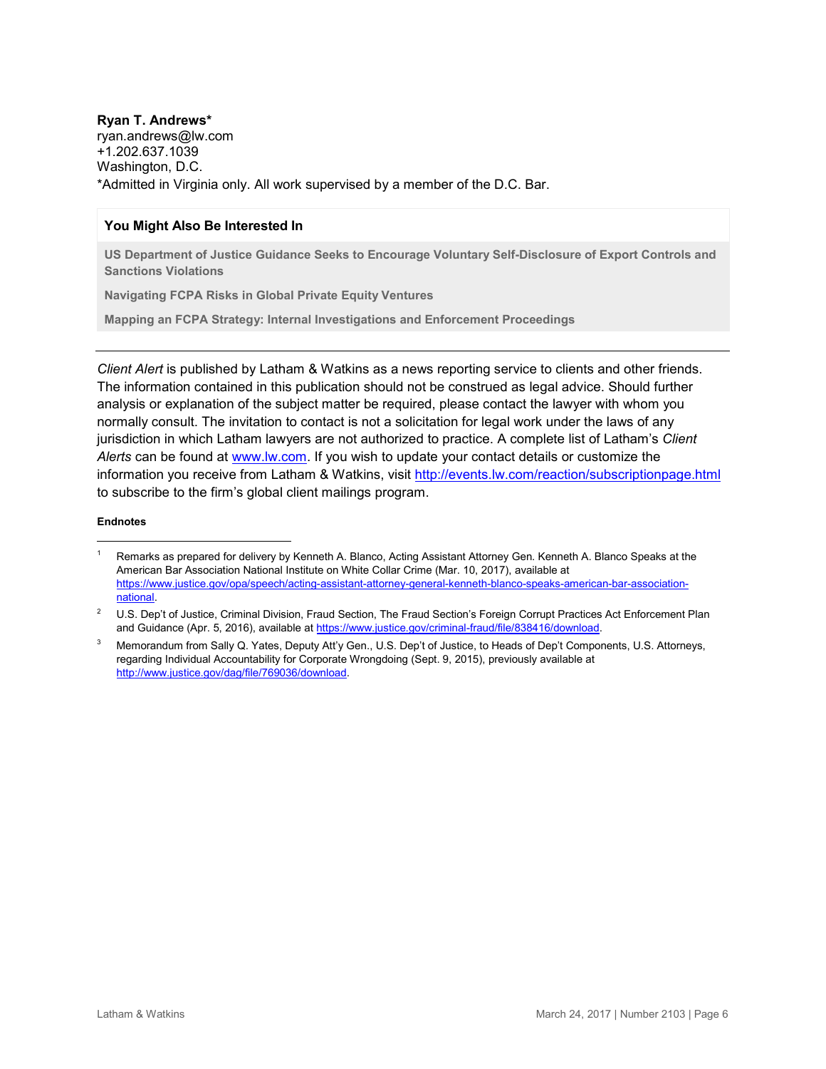**Ryan T. Andrews***
ryan.andrews@lw.com
+1.202.637.1039
Washington, D.C.
*Admitted in Virginia only. All work supervised by a member of the D.C. Bar.

**You Might Also Be Interested In**

**US Department of Justice Guidance Seeks to Encourage Voluntary Self-Disclosure of Export Controls and Sanctions Violations**

**Navigating FCPA Risks in Global Private Equity Ventures**

**Mapping an FCPA Strategy: Internal Investigations and Enforcement Proceedings**

---

*Client Alert* is published by Latham & Watkins as a news reporting service to clients and other friends. The information contained in this publication should not be construed as legal advice. Should further analysis or explanation of the subject matter be required, please contact the lawyer with whom you normally consult. The invitation to contact is not a solicitation for legal work under the laws of any jurisdiction in which Latham lawyers are not authorized to practice. A complete list of Latham's *Client Alerts* can be found at www.lw.com. If you wish to update your contact details or customize the information you receive from Latham & Watkins, visit http://events.lw.com/reaction/subscriptionpage.html to subscribe to the firm's global client mailings program.

**Endnotes**

[1] Remarks as prepared for delivery by Kenneth A. Blanco, Acting Assistant Attorney Gen. Kenneth A. Blanco Speaks at the American Bar Association National Institute on White Collar Crime (Mar. 10, 2017), available at https://www.justice.gov/opa/speech/acting-assistant-attorney-general-kenneth-blanco-speaks-american-bar-association-national.

[2] U.S. Dep't of Justice, Criminal Division, Fraud Section, The Fraud Section's Foreign Corrupt Practices Act Enforcement Plan and Guidance (Apr. 5, 2016), available at https://www.justice.gov/criminal-fraud/file/838416/download.

[3] Memorandum from Sally Q. Yates, Deputy Att'y Gen., U.S. Dep't of Justice, to Heads of Dep't Components, U.S. Attorneys, regarding Individual Accountability for Corporate Wrongdoing (Sept. 9, 2015), previously available at http://www.justice.gov/dag/file/769036/download.